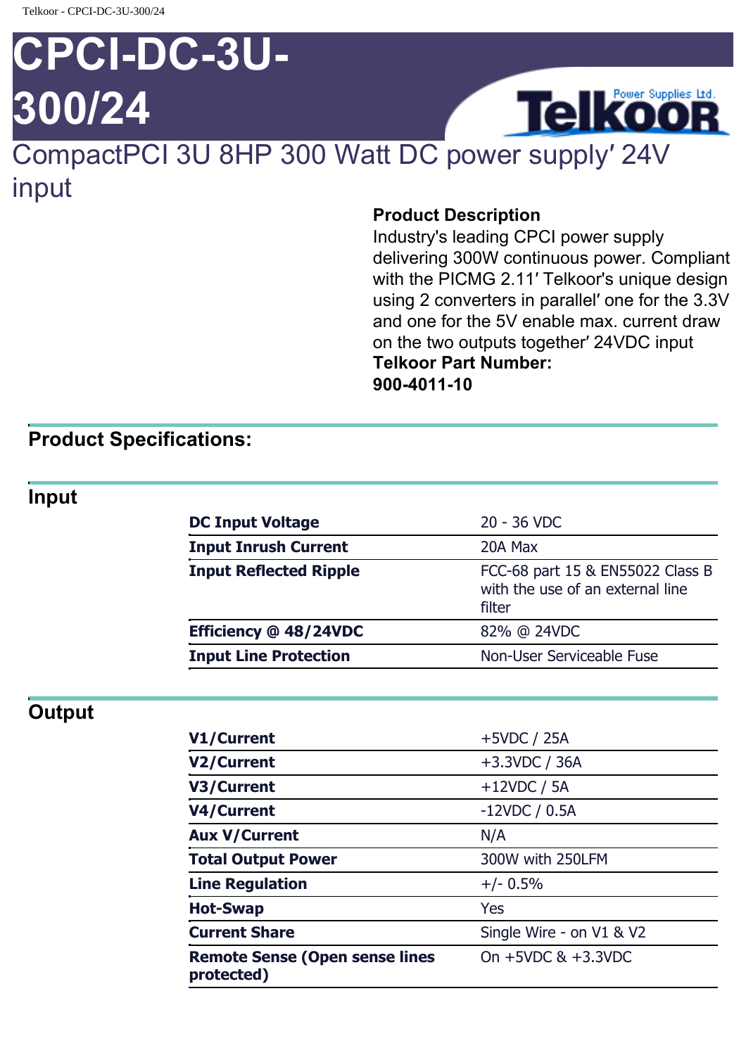# CPCI-DC-3U-300/24

## CompactPCI 3U 8HP 300 Watt DC power supply′ 24V input

**Product Description**

Industry's leading CPCI power supply delivering 300W continuous power. Compliant with the PICMG 2.11′ Telkoor's unique design using 2 converters in parallel′ one for the 3.3V and one for the 5V enable max. current draw on the two outputs together′ 24VDC input

**Telkoor Part Number:**

**900-4011-10**

## Product Specifications:

### Input

| | |
|---|---|
| **DC Input Voltage** | 20 - 36 VDC |
| **Input Inrush Current** | 20A Max |
| **Input Reflected Ripple** | FCC-68 part 15 & EN55022 Class B with the use of an external line filter |
| **Efficiency @ 48/24VDC** | 82% @ 24VDC |
| **Input Line Protection** | Non-User Serviceable Fuse |

### Output

| | |
|---|---|
| **V1/Current** | +5VDC / 25A |
| **V2/Current** | +3.3VDC / 36A |
| **V3/Current** | +12VDC / 5A |
| **V4/Current** | -12VDC / 0.5A |
| **Aux V/Current** | N/A |
| **Total Output Power** | 300W with 250LFM |
| **Line Regulation** | +/- 0.5% |
| **Hot-Swap** | Yes |
| **Current Share** | Single Wire - on V1 & V2 |
| **Remote Sense (Open sense lines protected)** | On +5VDC & +3.3VDC |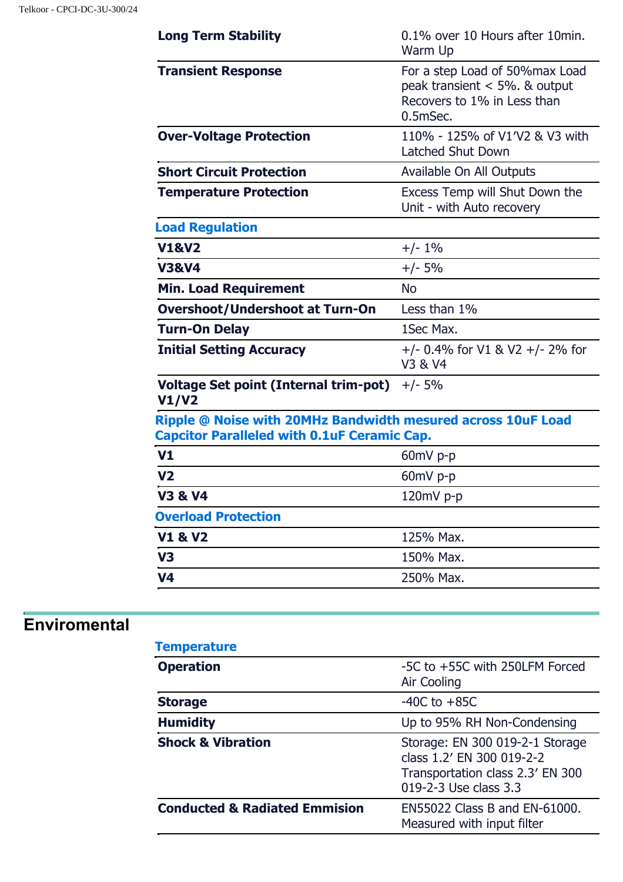| | |
|---|---|
| **Long Term Stability** | 0.1% over 10 Hours after 10min. Warm Up |
| **Transient Response** | For a step Load of 50%max Load peak transient < 5%. & output Recovers to 1% in Less than 0.5mSec. |
| **Over-Voltage Protection** | 110% - 125% of V1'V2 & V3 with Latched Shut Down |
| **Short Circuit Protection** | Available On All Outputs |
| **Temperature Protection** | Excess Temp will Shut Down the Unit - with Auto recovery |

### Load Regulation

| | |
|---|---|
| **V1&V2** | +/- 1% |
| **V3&V4** | +/- 5% |
| **Min. Load Requirement** | No |
| **Overshoot/Undershoot at Turn-On** | Less than 1% |
| **Turn-On Delay** | 1Sec Max. |
| **Initial Setting Accuracy** | +/- 0.4% for V1 & V2 +/- 2% for V3 & V4 |
| **Voltage Set point (Internal trim-pot) V1/V2** | +/- 5% |

### Ripple @ Noise with 20MHz Bandwidth mesured across 10uF Load Capcitor Paralleled with 0.1uF Ceramic Cap.

| | |
|---|---|
| **V1** | 60mV p-p |
| **V2** | 60mV p-p |
| **V3 & V4** | 120mV p-p |

### Overload Protection

| | |
|---|---|
| **V1 & V2** | 125% Max. |
| **V3** | 150% Max. |
| **V4** | 250% Max. |

## Enviromental

### Temperature

| | |
|---|---|
| **Operation** | -5C to +55C with 250LFM Forced Air Cooling |
| **Storage** | -40C to +85C |
| **Humidity** | Up to 95% RH Non-Condensing |
| **Shock & Vibration** | Storage: EN 300 019-2-1 Storage class 1.2' EN 300 019-2-2 Transportation class 2.3' EN 300 019-2-3 Use class 3.3 |
| **Conducted & Radiated Emmision** | EN55022 Class B and EN-61000. Measured with input filter |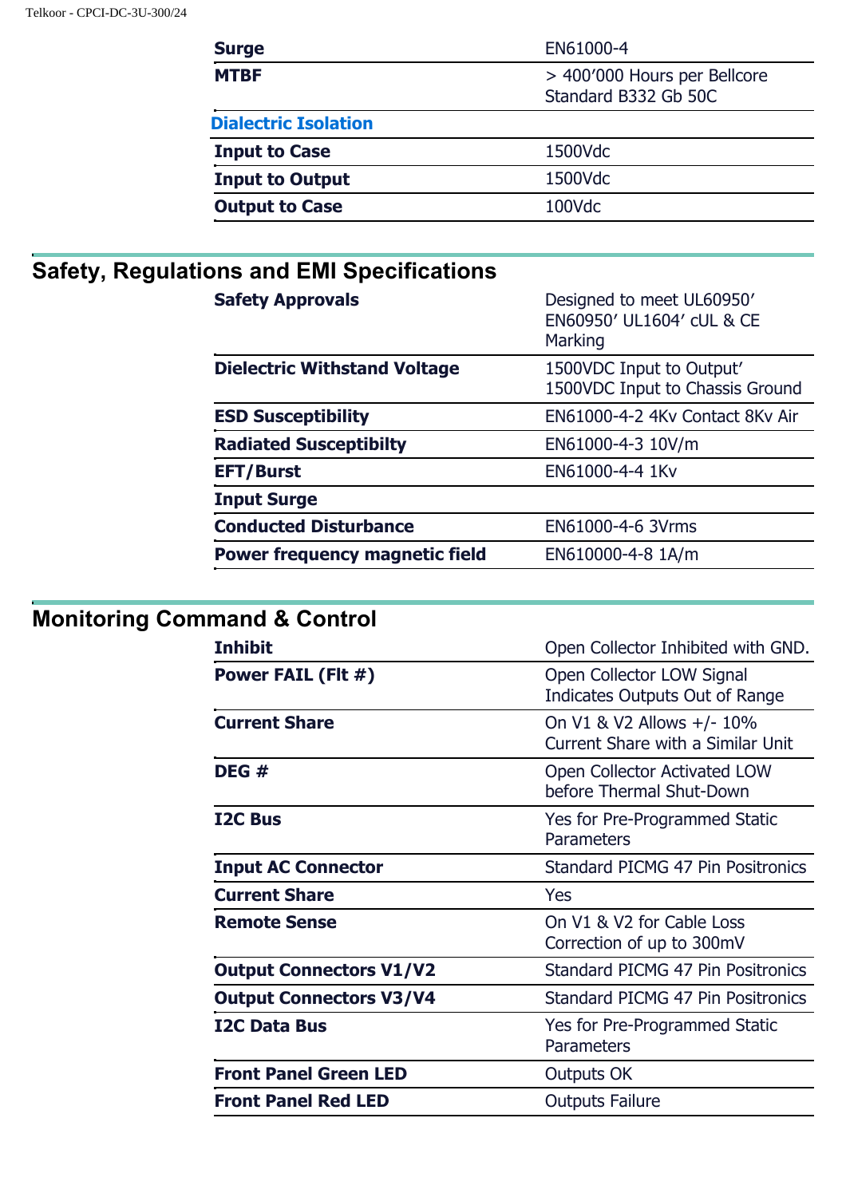| | |
|---|---|
| **Surge** | EN61000-4 |
| **MTBF** | > 400’000 Hours per Bellcore Standard B332 Gb 50C |
| **Dialectric Isolation** | |
| **Input to Case** | 1500Vdc |
| **Input to Output** | 1500Vdc |
| **Output to Case** | 100Vdc |

## Safety, Regulations and EMI Specifications

| | |
|---|---|
| **Safety Approvals** | Designed to meet UL60950’ EN60950’ UL1604’ cUL & CE Marking |
| **Dielectric Withstand Voltage** | 1500VDC Input to Output’ 1500VDC Input to Chassis Ground |
| **ESD Susceptibility** | EN61000-4-2 4Kv Contact 8Kv Air |
| **Radiated Susceptibilty** | EN61000-4-3 10V/m |
| **EFT/Burst** | EN61000-4-4 1Kv |
| **Input Surge** | |
| **Conducted Disturbance** | EN61000-4-6 3Vrms |
| **Power frequency magnetic field** | EN610000-4-8 1A/m |

## Monitoring Command & Control

| | |
|---|---|
| **Inhibit** | Open Collector Inhibited with GND. |
| **Power FAIL (Flt #)** | Open Collector LOW Signal Indicates Outputs Out of Range |
| **Current Share** | On V1 & V2 Allows +/- 10% Current Share with a Similar Unit |
| **DEG #** | Open Collector Activated LOW before Thermal Shut-Down |
| **I2C Bus** | Yes for Pre-Programmed Static Parameters |
| **Input AC Connector** | Standard PICMG 47 Pin Positronics |
| **Current Share** | Yes |
| **Remote Sense** | On V1 & V2 for Cable Loss Correction of up to 300mV |
| **Output Connectors V1/V2** | Standard PICMG 47 Pin Positronics |
| **Output Connectors V3/V4** | Standard PICMG 47 Pin Positronics |
| **I2C Data Bus** | Yes for Pre-Programmed Static Parameters |
| **Front Panel Green LED** | Outputs OK |
| **Front Panel Red LED** | Outputs Failure |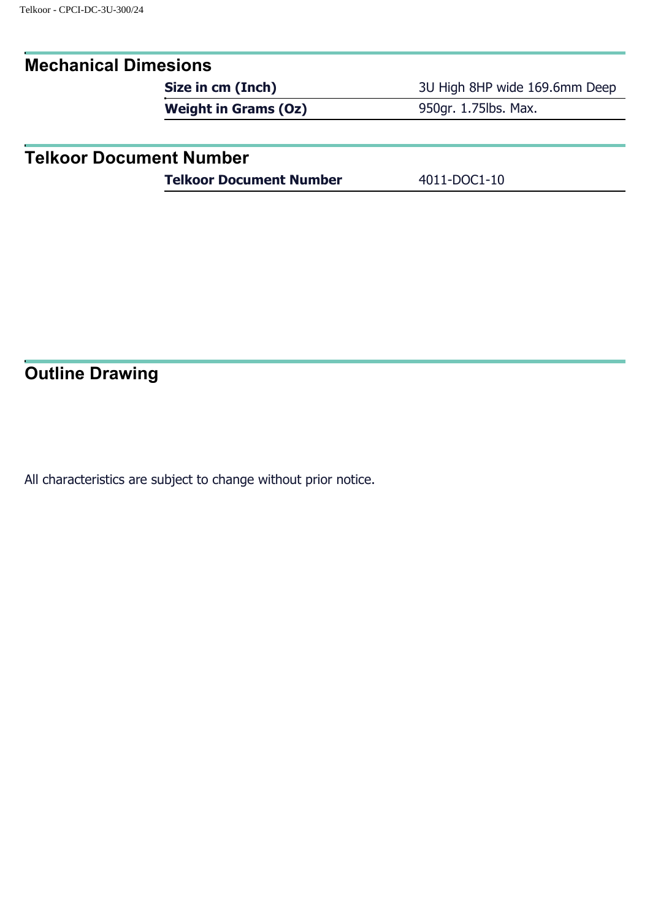## Mechanical Dimesions

| | |
|---|---|
| **Size in cm (Inch)** | 3U High 8HP wide 169.6mm Deep |
| **Weight in Grams (Oz)** | 950gr. 1.75lbs. Max. |

## Telkoor Document Number

| | |
|---|---|
| **Telkoor Document Number** | 4011-DOC1-10 |

## Outline Drawing

All characteristics are subject to change without prior notice.